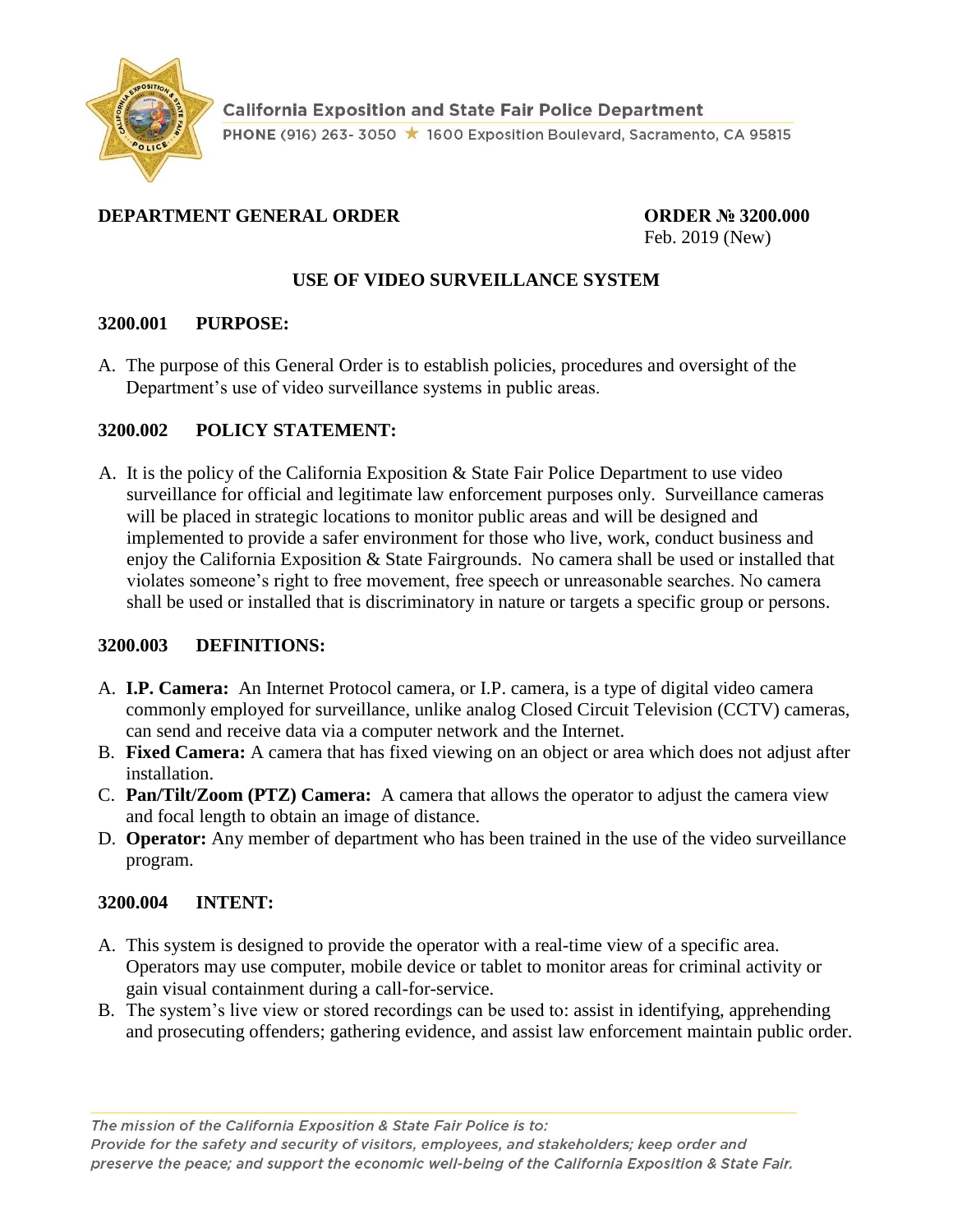California Exposition and State Fair Police Department
PHONE (916) 263- 3050 ★ 1600 Exposition Boulevard, Sacramento, CA 95815

**DEPARTMENT GENERAL ORDER** **ORDER № 3200.000**
Feb. 2019 (New)

# USE OF VIDEO SURVEILLANCE SYSTEM

## 3200.001 PURPOSE:

A. The purpose of this General Order is to establish policies, procedures and oversight of the Department's use of video surveillance systems in public areas.

## 3200.002 POLICY STATEMENT:

A. It is the policy of the California Exposition & State Fair Police Department to use video surveillance for official and legitimate law enforcement purposes only. Surveillance cameras will be placed in strategic locations to monitor public areas and will be designed and implemented to provide a safer environment for those who live, work, conduct business and enjoy the California Exposition & State Fairgrounds. No camera shall be used or installed that violates someone's right to free movement, free speech or unreasonable searches. No camera shall be used or installed that is discriminatory in nature or targets a specific group or persons.

## 3200.003 DEFINITIONS:

A. **I.P. Camera:** An Internet Protocol camera, or I.P. camera, is a type of digital video camera commonly employed for surveillance, unlike analog Closed Circuit Television (CCTV) cameras, can send and receive data via a computer network and the Internet.
B. **Fixed Camera:** A camera that has fixed viewing on an object or area which does not adjust after installation.
C. **Pan/Tilt/Zoom (PTZ) Camera:** A camera that allows the operator to adjust the camera view and focal length to obtain an image of distance.
D. **Operator:** Any member of department who has been trained in the use of the video surveillance program.

## 3200.004 INTENT:

A. This system is designed to provide the operator with a real-time view of a specific area. Operators may use computer, mobile device or tablet to monitor areas for criminal activity or gain visual containment during a call-for-service.
B. The system's live view or stored recordings can be used to: assist in identifying, apprehending and prosecuting offenders; gathering evidence, and assist law enforcement maintain public order.

*The mission of the California Exposition & State Fair Police is to:*
*Provide for the safety and security of visitors, employees, and stakeholders; keep order and preserve the peace; and support the economic well-being of the California Exposition & State Fair.*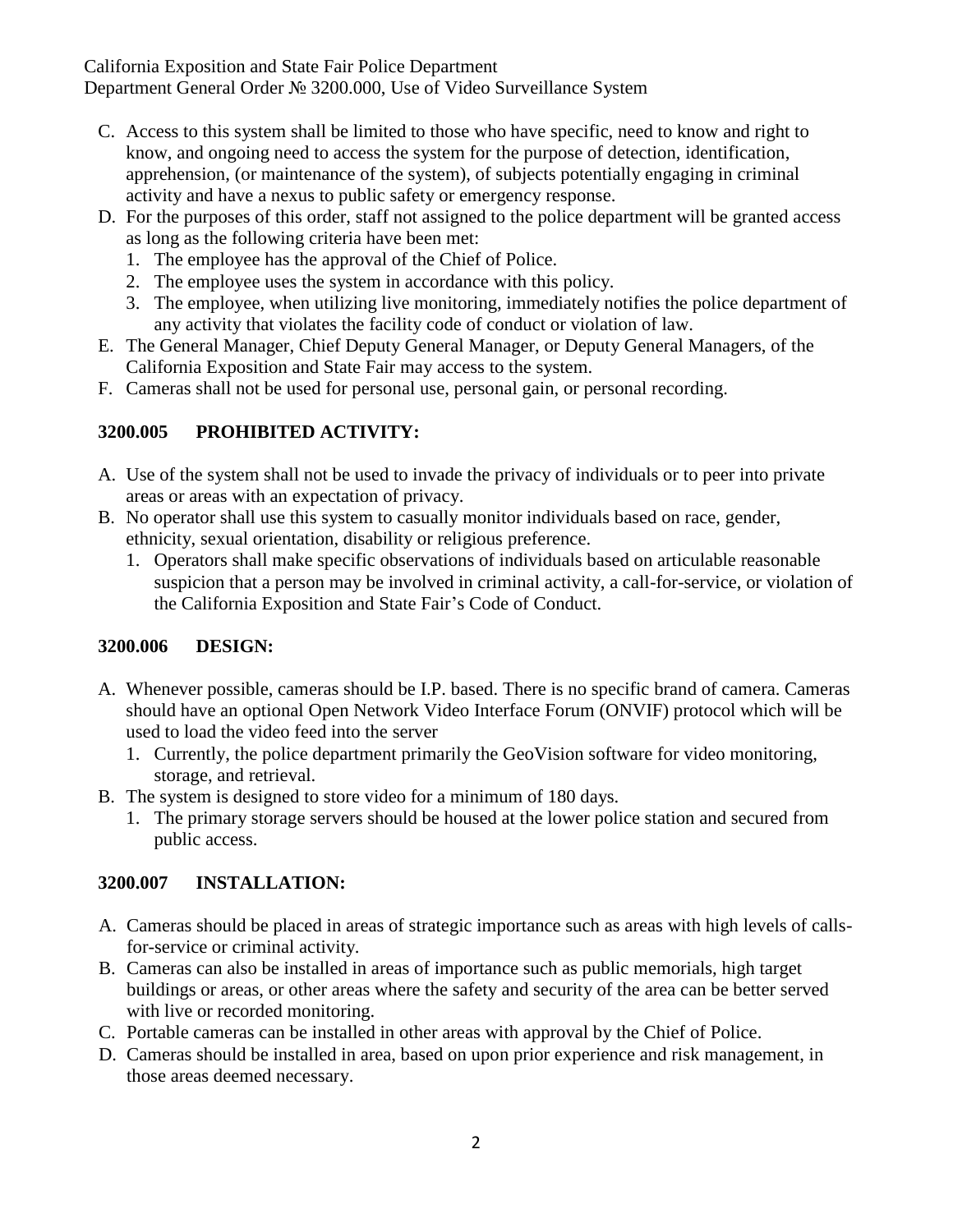C. Access to this system shall be limited to those who have specific, need to know and right to know, and ongoing need to access the system for the purpose of detection, identification, apprehension, (or maintenance of the system), of subjects potentially engaging in criminal activity and have a nexus to public safety or emergency response.
D. For the purposes of this order, staff not assigned to the police department will be granted access as long as the following criteria have been met:
   1. The employee has the approval of the Chief of Police.
   2. The employee uses the system in accordance with this policy.
   3. The employee, when utilizing live monitoring, immediately notifies the police department of any activity that violates the facility code of conduct or violation of law.
E. The General Manager, Chief Deputy General Manager, or Deputy General Managers, of the California Exposition and State Fair may access to the system.
F. Cameras shall not be used for personal use, personal gain, or personal recording.

## 3200.005 PROHIBITED ACTIVITY:

A. Use of the system shall not be used to invade the privacy of individuals or to peer into private areas or areas with an expectation of privacy.
B. No operator shall use this system to casually monitor individuals based on race, gender, ethnicity, sexual orientation, disability or religious preference.
   1. Operators shall make specific observations of individuals based on articulable reasonable suspicion that a person may be involved in criminal activity, a call-for-service, or violation of the California Exposition and State Fair's Code of Conduct.

## 3200.006 DESIGN:

A. Whenever possible, cameras should be I.P. based. There is no specific brand of camera. Cameras should have an optional Open Network Video Interface Forum (ONVIF) protocol which will be used to load the video feed into the server
   1. Currently, the police department primarily the GeoVision software for video monitoring, storage, and retrieval.
B. The system is designed to store video for a minimum of 180 days.
   1. The primary storage servers should be housed at the lower police station and secured from public access.

## 3200.007 INSTALLATION:

A. Cameras should be placed in areas of strategic importance such as areas with high levels of calls-for-service or criminal activity.
B. Cameras can also be installed in areas of importance such as public memorials, high target buildings or areas, or other areas where the safety and security of the area can be better served with live or recorded monitoring.
C. Portable cameras can be installed in other areas with approval by the Chief of Police.
D. Cameras should be installed in area, based on upon prior experience and risk management, in those areas deemed necessary.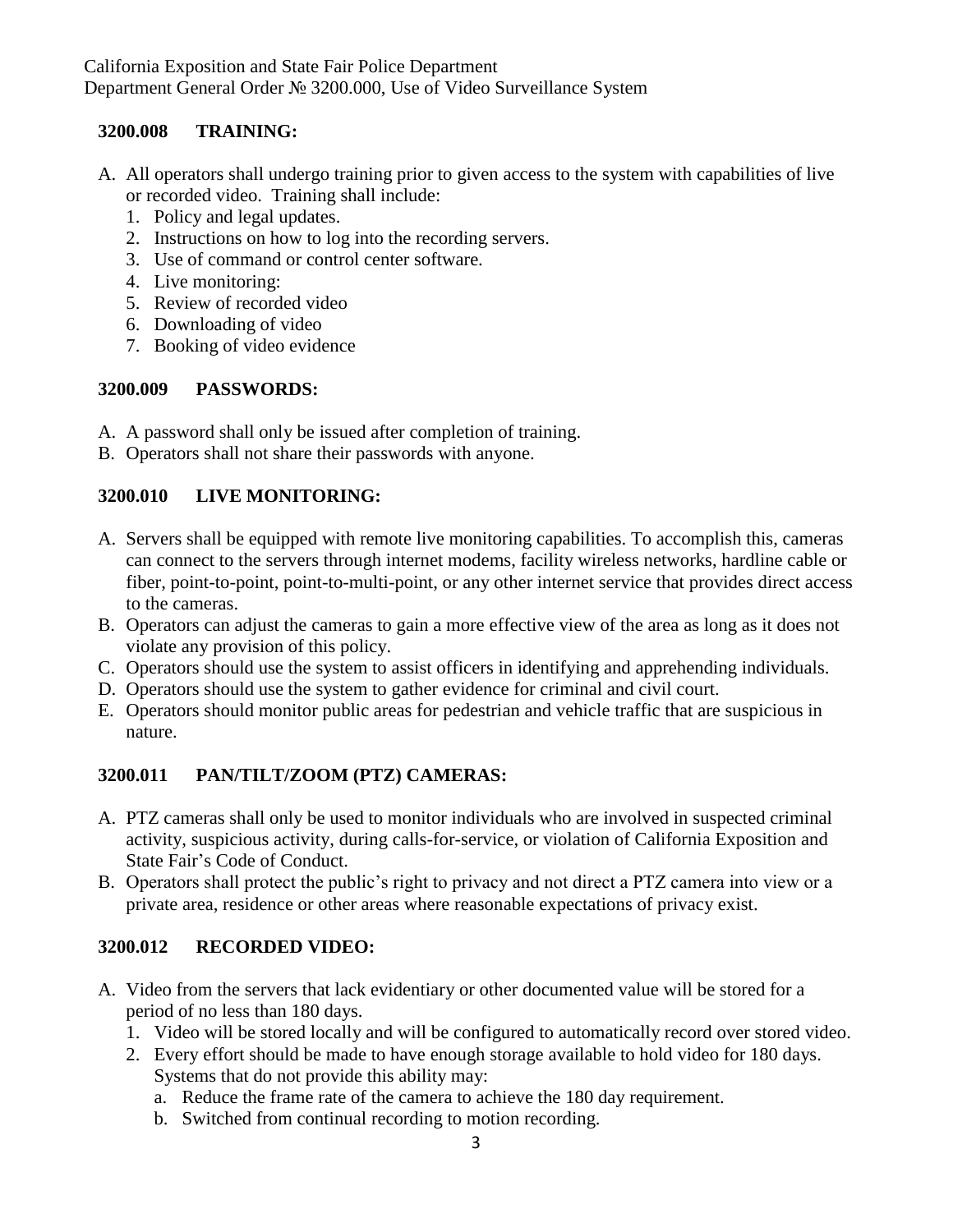### 3200.008 TRAINING:

A. All operators shall undergo training prior to given access to the system with capabilities of live or recorded video. Training shall include:
   1. Policy and legal updates.
   2. Instructions on how to log into the recording servers.
   3. Use of command or control center software.
   4. Live monitoring:
   5. Review of recorded video
   6. Downloading of video
   7. Booking of video evidence

### 3200.009 PASSWORDS:

A. A password shall only be issued after completion of training.
B. Operators shall not share their passwords with anyone.

### 3200.010 LIVE MONITORING:

A. Servers shall be equipped with remote live monitoring capabilities. To accomplish this, cameras can connect to the servers through internet modems, facility wireless networks, hardline cable or fiber, point-to-point, point-to-multi-point, or any other internet service that provides direct access to the cameras.
B. Operators can adjust the cameras to gain a more effective view of the area as long as it does not violate any provision of this policy.
C. Operators should use the system to assist officers in identifying and apprehending individuals.
D. Operators should use the system to gather evidence for criminal and civil court.
E. Operators should monitor public areas for pedestrian and vehicle traffic that are suspicious in nature.

### 3200.011 PAN/TILT/ZOOM (PTZ) CAMERAS:

A. PTZ cameras shall only be used to monitor individuals who are involved in suspected criminal activity, suspicious activity, during calls-for-service, or violation of California Exposition and State Fair's Code of Conduct.
B. Operators shall protect the public's right to privacy and not direct a PTZ camera into view or a private area, residence or other areas where reasonable expectations of privacy exist.

### 3200.012 RECORDED VIDEO:

A. Video from the servers that lack evidentiary or other documented value will be stored for a period of no less than 180 days.
   1. Video will be stored locally and will be configured to automatically record over stored video.
   2. Every effort should be made to have enough storage available to hold video for 180 days. Systems that do not provide this ability may:
      a. Reduce the frame rate of the camera to achieve the 180 day requirement.
      b. Switched from continual recording to motion recording.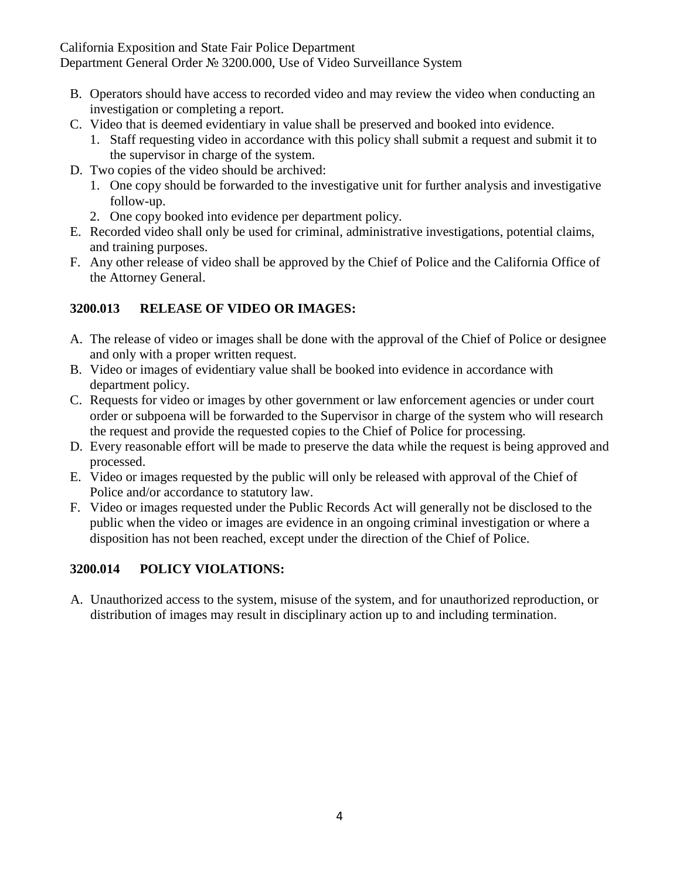B. Operators should have access to recorded video and may review the video when conducting an investigation or completing a report.
C. Video that is deemed evidentiary in value shall be preserved and booked into evidence.
   1. Staff requesting video in accordance with this policy shall submit a request and submit it to the supervisor in charge of the system.
D. Two copies of the video should be archived:
   1. One copy should be forwarded to the investigative unit for further analysis and investigative follow-up.
   2. One copy booked into evidence per department policy.
E. Recorded video shall only be used for criminal, administrative investigations, potential claims, and training purposes.
F. Any other release of video shall be approved by the Chief of Police and the California Office of the Attorney General.

### 3200.013 RELEASE OF VIDEO OR IMAGES:

A. The release of video or images shall be done with the approval of the Chief of Police or designee and only with a proper written request.
B. Video or images of evidentiary value shall be booked into evidence in accordance with department policy.
C. Requests for video or images by other government or law enforcement agencies or under court order or subpoena will be forwarded to the Supervisor in charge of the system who will research the request and provide the requested copies to the Chief of Police for processing.
D. Every reasonable effort will be made to preserve the data while the request is being approved and processed.
E. Video or images requested by the public will only be released with approval of the Chief of Police and/or accordance to statutory law.
F. Video or images requested under the Public Records Act will generally not be disclosed to the public when the video or images are evidence in an ongoing criminal investigation or where a disposition has not been reached, except under the direction of the Chief of Police.

### 3200.014 POLICY VIOLATIONS:

A. Unauthorized access to the system, misuse of the system, and for unauthorized reproduction, or distribution of images may result in disciplinary action up to and including termination.